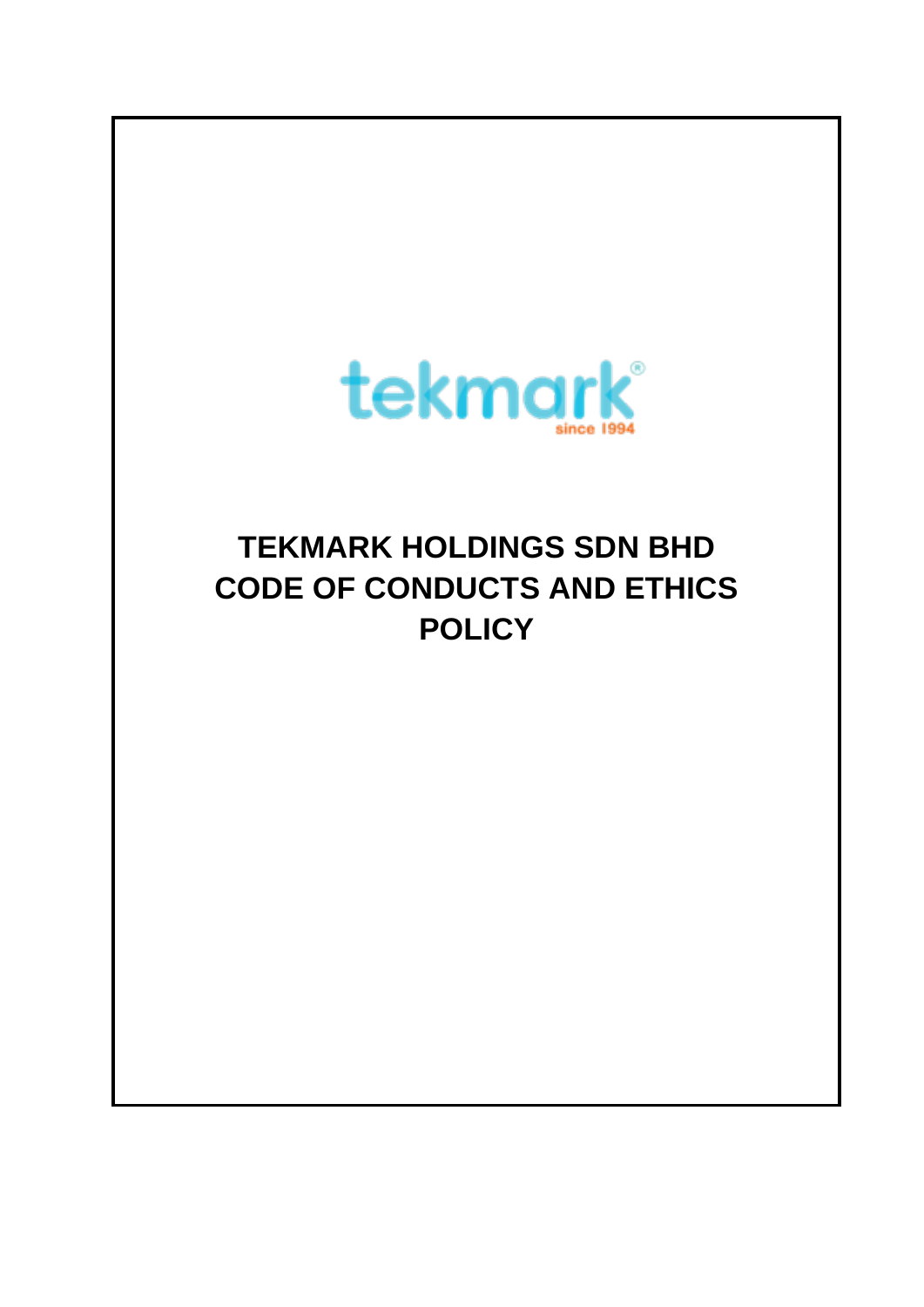tekmark®
since 1994

# TEKMARK HOLDINGS SDN BHD CODE OF CONDUCTS AND ETHICS POLICY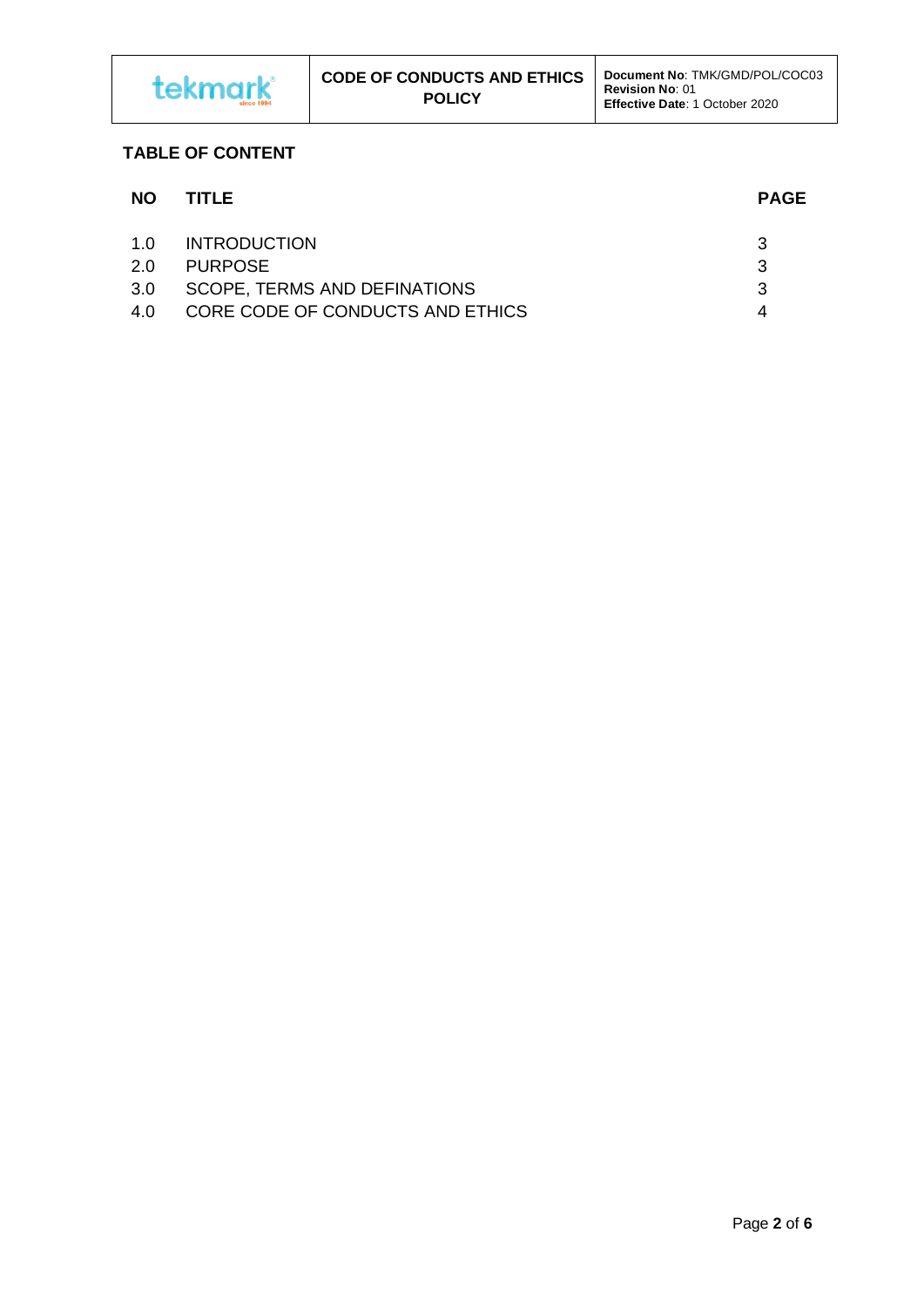## TABLE OF CONTENT

| NO | TITLE | PAGE |
|---|---|---|
| 1.0 | INTRODUCTION | 3 |
| 2.0 | PURPOSE | 3 |
| 3.0 | SCOPE, TERMS AND DEFINATIONS | 3 |
| 4.0 | CORE CODE OF CONDUCTS AND ETHICS | 4 |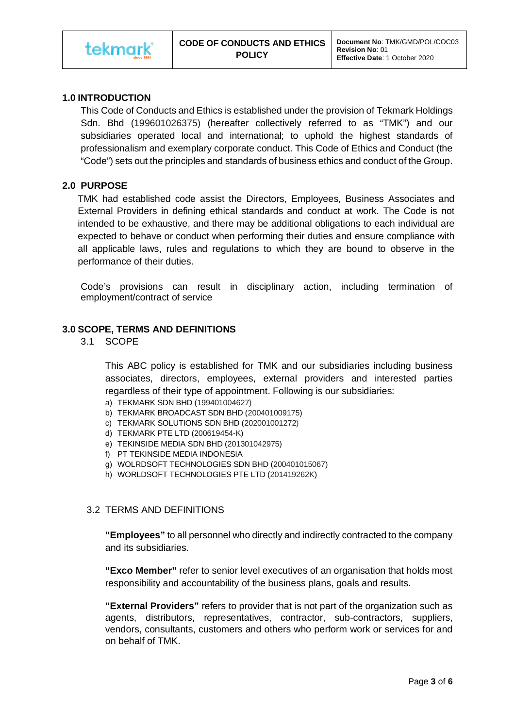## 1.0 INTRODUCTION

This Code of Conducts and Ethics is established under the provision of Tekmark Holdings Sdn. Bhd (199601026375) (hereafter collectively referred to as "TMK") and our subsidiaries operated local and international; to uphold the highest standards of professionalism and exemplary corporate conduct. This Code of Ethics and Conduct (the "Code") sets out the principles and standards of business ethics and conduct of the Group.

## 2.0 PURPOSE

TMK had established code assist the Directors, Employees, Business Associates and External Providers in defining ethical standards and conduct at work. The Code is not intended to be exhaustive, and there may be additional obligations to each individual are expected to behave or conduct when performing their duties and ensure compliance with all applicable laws, rules and regulations to which they are bound to observe in the performance of their duties.

Code's provisions can result in disciplinary action, including termination of employment/contract of service

## 3.0 SCOPE, TERMS AND DEFINITIONS

### 3.1 SCOPE

This ABC policy is established for TMK and our subsidiaries including business associates, directors, employees, external providers and interested parties regardless of their type of appointment. Following is our subsidiaries:

a) TEKMARK SDN BHD (199401004627)
b) TEKMARK BROADCAST SDN BHD (200401009175)
c) TEKMARK SOLUTIONS SDN BHD (202001001272)
d) TEKMARK PTE LTD (200619454-K)
e) TEKINSIDE MEDIA SDN BHD (201301042975)
f) PT TEKINSIDE MEDIA INDONESIA
g) WOLRDSOFT TECHNOLOGIES SDN BHD (200401015067)
h) WORLDSOFT TECHNOLOGIES PTE LTD (201419262K)

### 3.2 TERMS AND DEFINITIONS

**"Employees"** to all personnel who directly and indirectly contracted to the company and its subsidiaries.

**"Exco Member"** refer to senior level executives of an organisation that holds most responsibility and accountability of the business plans, goals and results.

**"External Providers"** refers to provider that is not part of the organization such as agents, distributors, representatives, contractor, sub-contractors, suppliers, vendors, consultants, customers and others who perform work or services for and on behalf of TMK.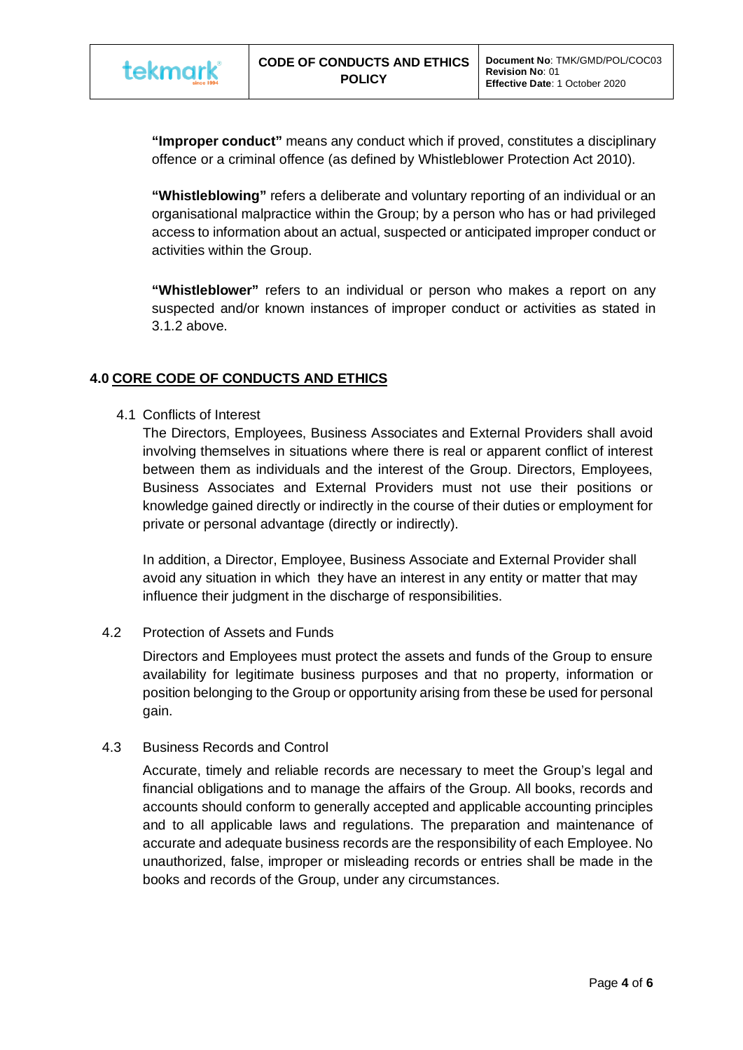**"Improper conduct"** means any conduct which if proved, constitutes a disciplinary offence or a criminal offence (as defined by Whistleblower Protection Act 2010).

**"Whistleblowing"** refers a deliberate and voluntary reporting of an individual or an organisational malpractice within the Group; by a person who has or had privileged access to information about an actual, suspected or anticipated improper conduct or activities within the Group.

**"Whistleblower"** refers to an individual or person who makes a report on any suspected and/or known instances of improper conduct or activities as stated in 3.1.2 above.

## 4.0 CORE CODE OF CONDUCTS AND ETHICS

4.1 Conflicts of Interest

The Directors, Employees, Business Associates and External Providers shall avoid involving themselves in situations where there is real or apparent conflict of interest between them as individuals and the interest of the Group. Directors, Employees, Business Associates and External Providers must not use their positions or knowledge gained directly or indirectly in the course of their duties or employment for private or personal advantage (directly or indirectly).

In addition, a Director, Employee, Business Associate and External Provider shall avoid any situation in which they have an interest in any entity or matter that may influence their judgment in the discharge of responsibilities.

4.2 Protection of Assets and Funds

Directors and Employees must protect the assets and funds of the Group to ensure availability for legitimate business purposes and that no property, information or position belonging to the Group or opportunity arising from these be used for personal gain.

4.3 Business Records and Control

Accurate, timely and reliable records are necessary to meet the Group's legal and financial obligations and to manage the affairs of the Group. All books, records and accounts should conform to generally accepted and applicable accounting principles and to all applicable laws and regulations. The preparation and maintenance of accurate and adequate business records are the responsibility of each Employee. No unauthorized, false, improper or misleading records or entries shall be made in the books and records of the Group, under any circumstances.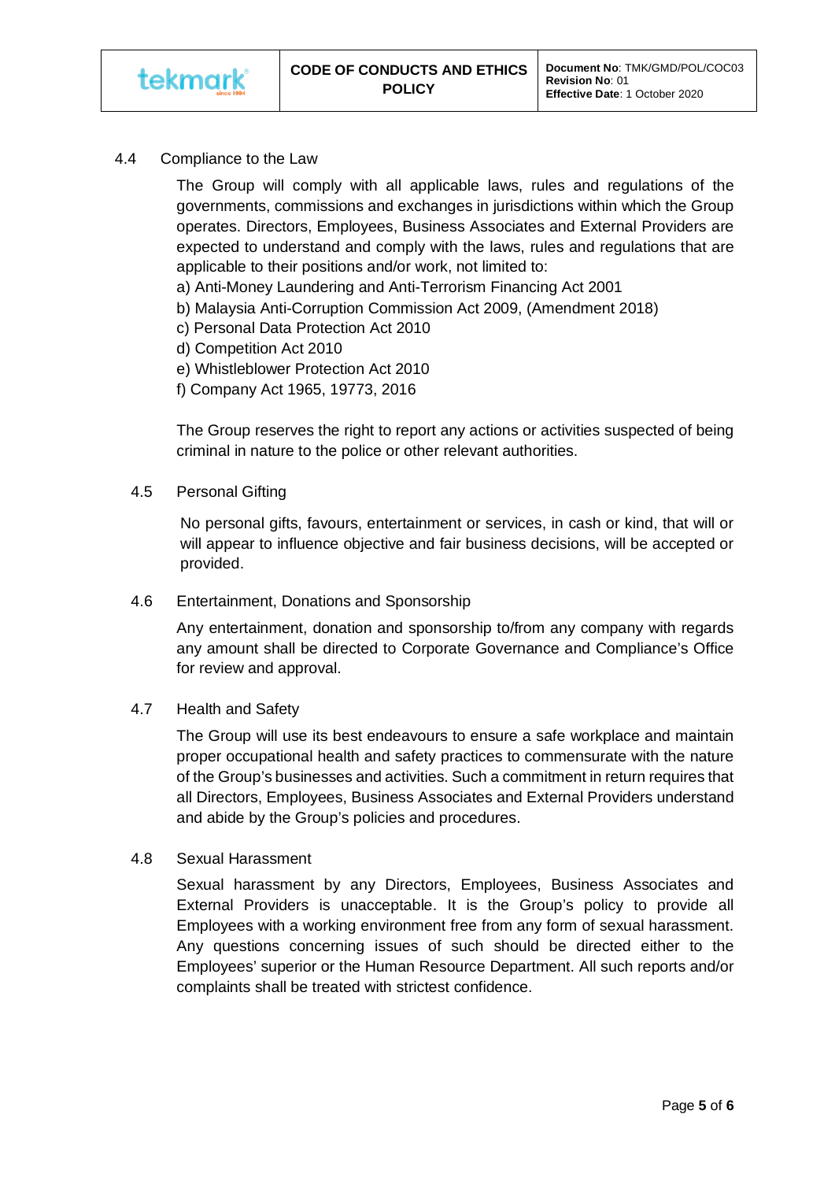### 4.4 Compliance to the Law

The Group will comply with all applicable laws, rules and regulations of the governments, commissions and exchanges in jurisdictions within which the Group operates. Directors, Employees, Business Associates and External Providers are expected to understand and comply with the laws, rules and regulations that are applicable to their positions and/or work, not limited to:

a) Anti-Money Laundering and Anti-Terrorism Financing Act 2001
b) Malaysia Anti-Corruption Commission Act 2009, (Amendment 2018)
c) Personal Data Protection Act 2010
d) Competition Act 2010
e) Whistleblower Protection Act 2010
f) Company Act 1965, 19773, 2016

The Group reserves the right to report any actions or activities suspected of being criminal in nature to the police or other relevant authorities.

### 4.5 Personal Gifting

No personal gifts, favours, entertainment or services, in cash or kind, that will or will appear to influence objective and fair business decisions, will be accepted or provided.

### 4.6 Entertainment, Donations and Sponsorship

Any entertainment, donation and sponsorship to/from any company with regards any amount shall be directed to Corporate Governance and Compliance's Office for review and approval.

### 4.7 Health and Safety

The Group will use its best endeavours to ensure a safe workplace and maintain proper occupational health and safety practices to commensurate with the nature of the Group's businesses and activities. Such a commitment in return requires that all Directors, Employees, Business Associates and External Providers understand and abide by the Group's policies and procedures.

### 4.8 Sexual Harassment

Sexual harassment by any Directors, Employees, Business Associates and External Providers is unacceptable. It is the Group's policy to provide all Employees with a working environment free from any form of sexual harassment. Any questions concerning issues of such should be directed either to the Employees' superior or the Human Resource Department. All such reports and/or complaints shall be treated with strictest confidence.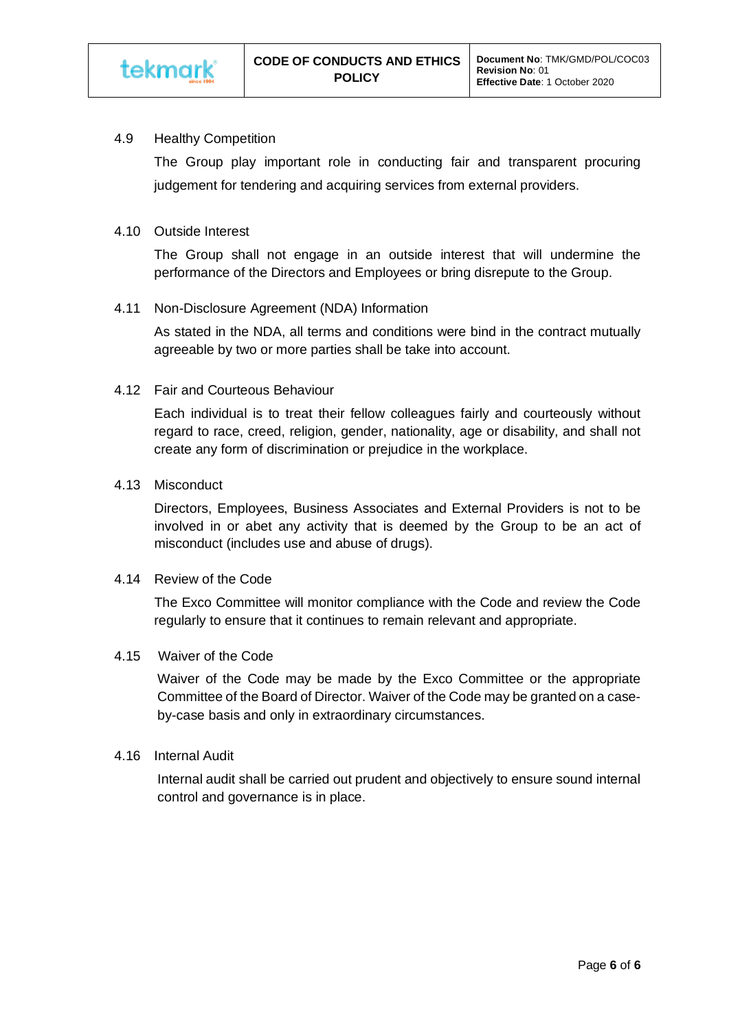4.9 Healthy Competition

The Group play important role in conducting fair and transparent procuring judgement for tendering and acquiring services from external providers.

4.10 Outside Interest

The Group shall not engage in an outside interest that will undermine the performance of the Directors and Employees or bring disrepute to the Group.

4.11 Non-Disclosure Agreement (NDA) Information

As stated in the NDA, all terms and conditions were bind in the contract mutually agreeable by two or more parties shall be take into account.

4.12 Fair and Courteous Behaviour

Each individual is to treat their fellow colleagues fairly and courteously without regard to race, creed, religion, gender, nationality, age or disability, and shall not create any form of discrimination or prejudice in the workplace.

4.13 Misconduct

Directors, Employees, Business Associates and External Providers is not to be involved in or abet any activity that is deemed by the Group to be an act of misconduct (includes use and abuse of drugs).

4.14 Review of the Code

The Exco Committee will monitor compliance with the Code and review the Code regularly to ensure that it continues to remain relevant and appropriate.

4.15 Waiver of the Code

Waiver of the Code may be made by the Exco Committee or the appropriate Committee of the Board of Director. Waiver of the Code may be granted on a case-by-case basis and only in extraordinary circumstances.

4.16 Internal Audit

Internal audit shall be carried out prudent and objectively to ensure sound internal control and governance is in place.